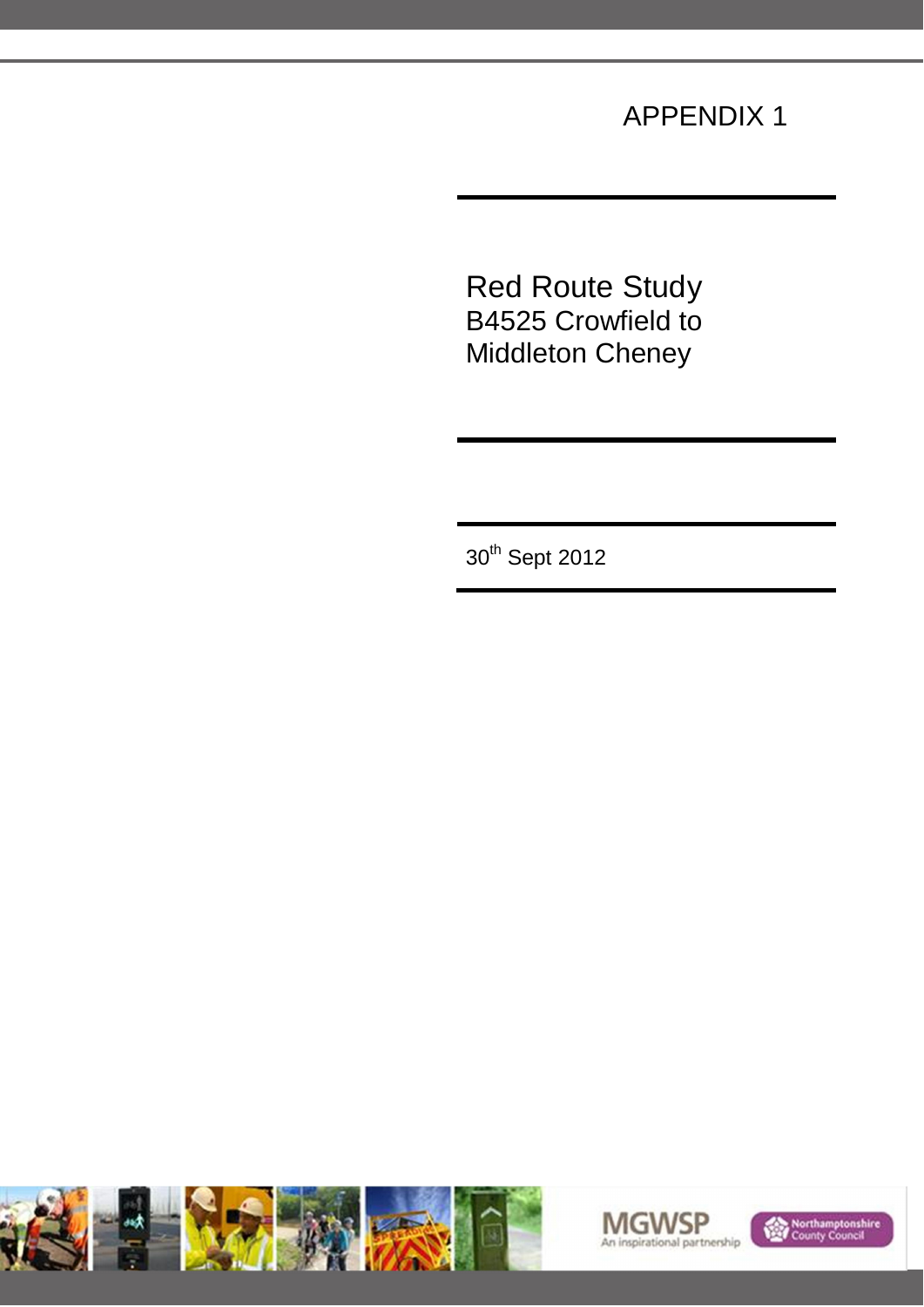APPENDIX 1

# Red Route Study

## B4525 Crowfield to Middleton Cheney

30th Sept 2012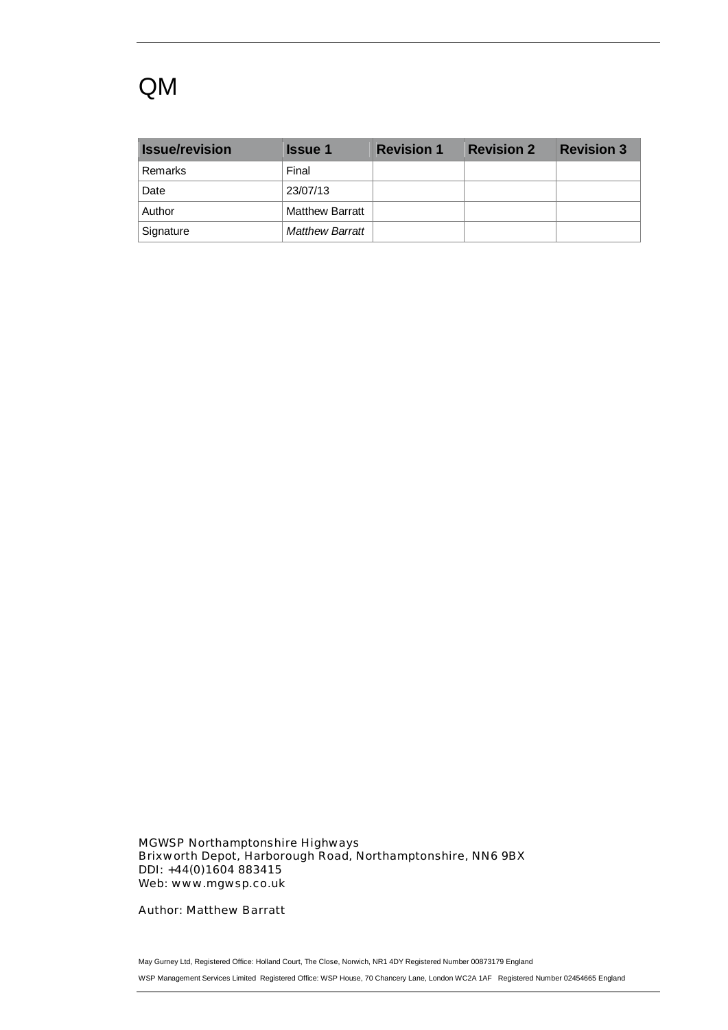# QM

| Issue/revision | Issue 1 | Revision 1 | Revision 2 | Revision 3 |
|---|---|---|---|---|
| Remarks | Final | | | |
| Date | 23/07/13 | | | |
| Author | Matthew Barratt | | | |
| Signature | *Matthew Barratt* | | | |

MGWSP Northamptonshire Highways
Brixworth Depot, Harborough Road, Northamptonshire, NN6 9BX
DDI: +44(0)1604 883415
Web: www.mgwsp.co.uk

Author: Matthew Barratt

May Gurney Ltd, Registered Office: Holland Court, The Close, Norwich, NR1 4DY Registered Number 00873179 England

WSP Management Services Limited Registered Office: WSP House, 70 Chancery Lane, London WC2A 1AF Registered Number 02454665 England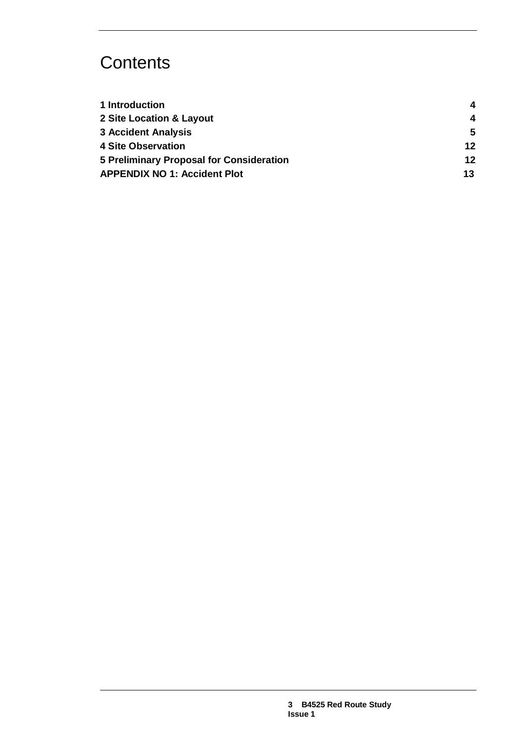# Contents

| | |
|---|---|
| **1 Introduction** | **4** |
| **2 Site Location & Layout** | **4** |
| **3 Accident Analysis** | **5** |
| **4 Site Observation** | **12** |
| **5 Preliminary Proposal for Consideration** | **12** |
| **APPENDIX NO 1: Accident Plot** | **13** |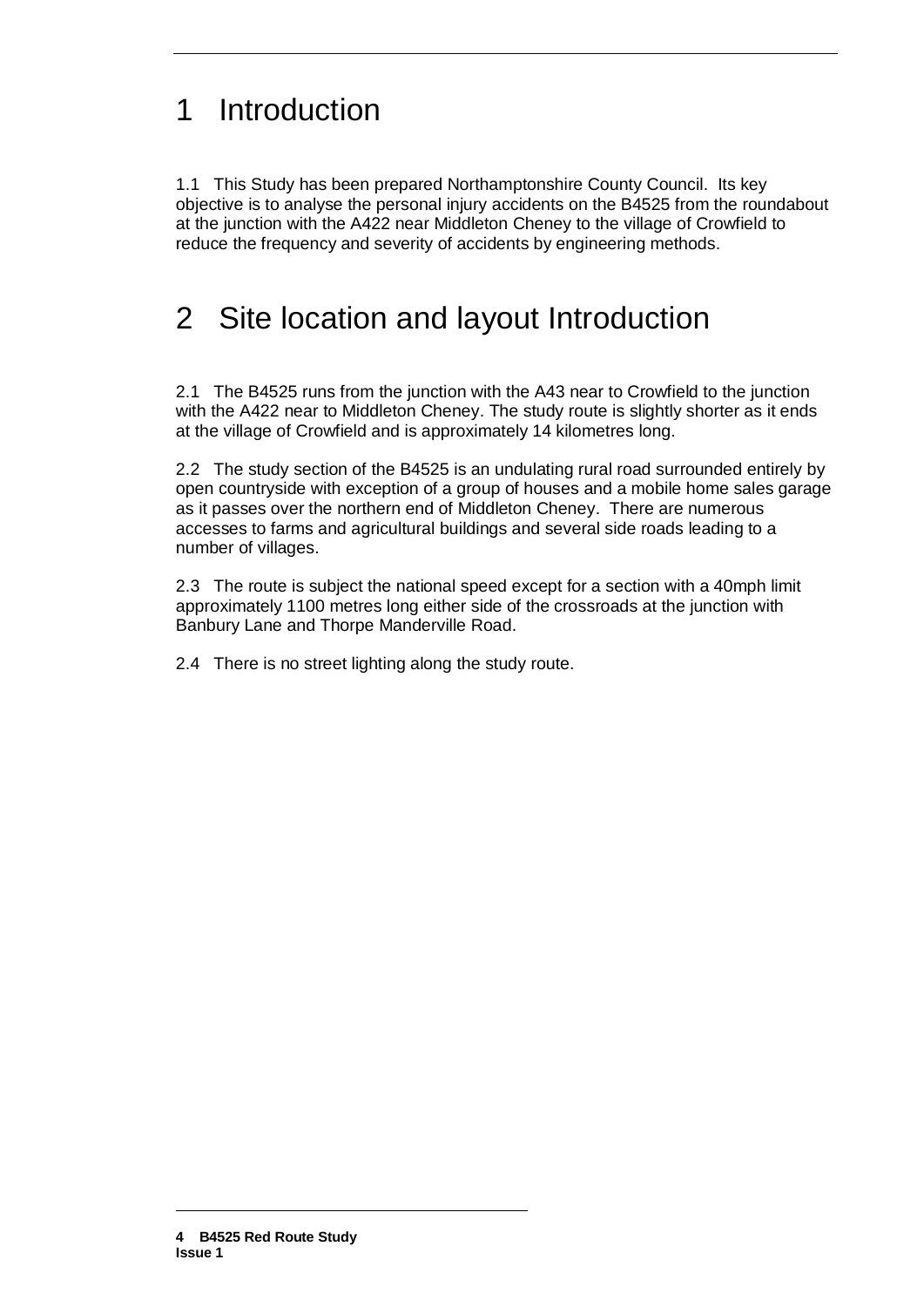# 1 Introduction

1.1 This Study has been prepared Northamptonshire County Council. Its key objective is to analyse the personal injury accidents on the B4525 from the roundabout at the junction with the A422 near Middleton Cheney to the village of Crowfield to reduce the frequency and severity of accidents by engineering methods.

# 2 Site location and layout Introduction

2.1 The B4525 runs from the junction with the A43 near to Crowfield to the junction with the A422 near to Middleton Cheney. The study route is slightly shorter as it ends at the village of Crowfield and is approximately 14 kilometres long.

2.2 The study section of the B4525 is an undulating rural road surrounded entirely by open countryside with exception of a group of houses and a mobile home sales garage as it passes over the northern end of Middleton Cheney. There are numerous accesses to farms and agricultural buildings and several side roads leading to a number of villages.

2.3 The route is subject the national speed except for a section with a 40mph limit approximately 1100 metres long either side of the crossroads at the junction with Banbury Lane and Thorpe Manderville Road.

2.4 There is no street lighting along the study route.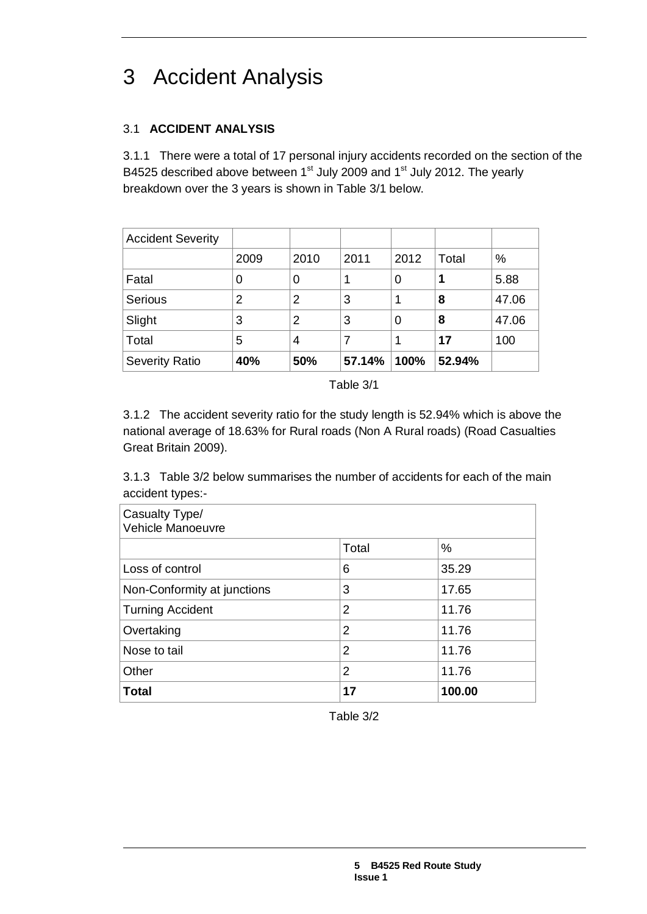# 3 Accident Analysis

## 3.1 ACCIDENT ANALYSIS

3.1.1 There were a total of 17 personal injury accidents recorded on the section of the B4525 described above between 1st July 2009 and 1st July 2012. The yearly breakdown over the 3 years is shown in Table 3/1 below.

| Accident Severity | | | | | | |
|---|---|---|---|---|---|---|
| | 2009 | 2010 | 2011 | 2012 | Total | % |
| Fatal | 0 | 0 | 1 | 0 | **1** | 5.88 |
| Serious | 2 | 2 | 3 | 1 | **8** | 47.06 |
| Slight | 3 | 2 | 3 | 0 | **8** | 47.06 |
| Total | 5 | 4 | 7 | 1 | **17** | 100 |
| Severity Ratio | **40%** | **50%** | **57.14%** | **100%** | **52.94%** | |

Table 3/1

3.1.2 The accident severity ratio for the study length is 52.94% which is above the national average of 18.63% for Rural roads (Non A Rural roads) (Road Casualties Great Britain 2009).

3.1.3 Table 3/2 below summarises the number of accidents for each of the main accident types:-

| Casualty Type/ Vehicle Manoeuvre | | |
|---|---|---|
| | Total | % |
| Loss of control | 6 | 35.29 |
| Non-Conformity at junctions | 3 | 17.65 |
| Turning Accident | 2 | 11.76 |
| Overtaking | 2 | 11.76 |
| Nose to tail | 2 | 11.76 |
| Other | 2 | 11.76 |
| **Total** | **17** | **100.00** |

Table 3/2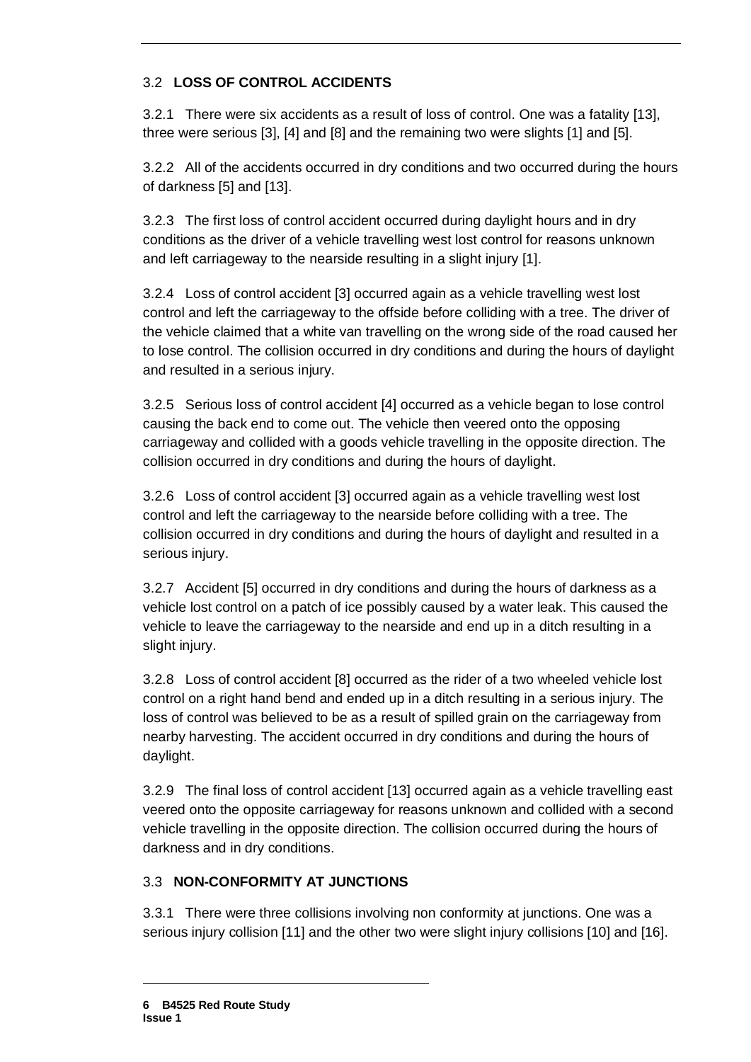## 3.2 **LOSS OF CONTROL ACCIDENTS**

3.2.1 There were six accidents as a result of loss of control. One was a fatality [13], three were serious [3], [4] and [8] and the remaining two were slights [1] and [5].

3.2.2 All of the accidents occurred in dry conditions and two occurred during the hours of darkness [5] and [13].

3.2.3 The first loss of control accident occurred during daylight hours and in dry conditions as the driver of a vehicle travelling west lost control for reasons unknown and left carriageway to the nearside resulting in a slight injury [1].

3.2.4 Loss of control accident [3] occurred again as a vehicle travelling west lost control and left the carriageway to the offside before colliding with a tree. The driver of the vehicle claimed that a white van travelling on the wrong side of the road caused her to lose control. The collision occurred in dry conditions and during the hours of daylight and resulted in a serious injury.

3.2.5 Serious loss of control accident [4] occurred as a vehicle began to lose control causing the back end to come out. The vehicle then veered onto the opposing carriageway and collided with a goods vehicle travelling in the opposite direction. The collision occurred in dry conditions and during the hours of daylight.

3.2.6 Loss of control accident [3] occurred again as a vehicle travelling west lost control and left the carriageway to the nearside before colliding with a tree. The collision occurred in dry conditions and during the hours of daylight and resulted in a serious injury.

3.2.7 Accident [5] occurred in dry conditions and during the hours of darkness as a vehicle lost control on a patch of ice possibly caused by a water leak. This caused the vehicle to leave the carriageway to the nearside and end up in a ditch resulting in a slight injury.

3.2.8 Loss of control accident [8] occurred as the rider of a two wheeled vehicle lost control on a right hand bend and ended up in a ditch resulting in a serious injury. The loss of control was believed to be as a result of spilled grain on the carriageway from nearby harvesting. The accident occurred in dry conditions and during the hours of daylight.

3.2.9 The final loss of control accident [13] occurred again as a vehicle travelling east veered onto the opposite carriageway for reasons unknown and collided with a second vehicle travelling in the opposite direction. The collision occurred during the hours of darkness and in dry conditions.

## 3.3 **NON-CONFORMITY AT JUNCTIONS**

3.3.1 There were three collisions involving non conformity at junctions. One was a serious injury collision [11] and the other two were slight injury collisions [10] and [16].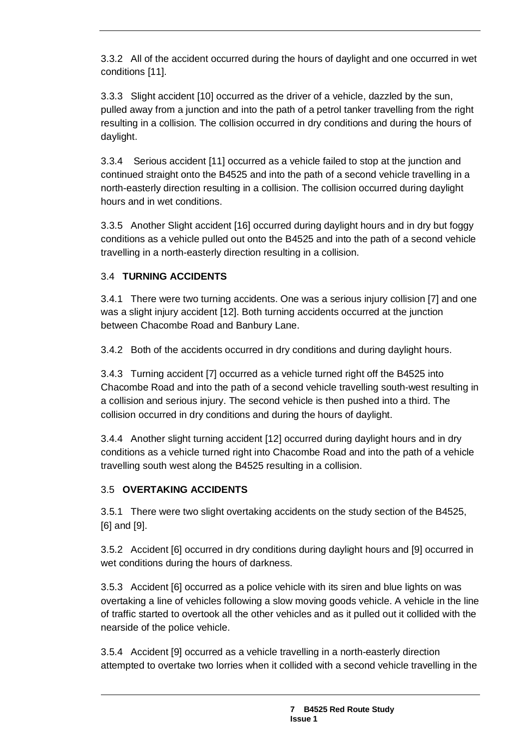3.3.2 All of the accident occurred during the hours of daylight and one occurred in wet conditions [11].

3.3.3 Slight accident [10] occurred as the driver of a vehicle, dazzled by the sun, pulled away from a junction and into the path of a petrol tanker travelling from the right resulting in a collision. The collision occurred in dry conditions and during the hours of daylight.

3.3.4 Serious accident [11] occurred as a vehicle failed to stop at the junction and continued straight onto the B4525 and into the path of a second vehicle travelling in a north-easterly direction resulting in a collision. The collision occurred during daylight hours and in wet conditions.

3.3.5 Another Slight accident [16] occurred during daylight hours and in dry but foggy conditions as a vehicle pulled out onto the B4525 and into the path of a second vehicle travelling in a north-easterly direction resulting in a collision.

### 3.4 **TURNING ACCIDENTS**

3.4.1 There were two turning accidents. One was a serious injury collision [7] and one was a slight injury accident [12]. Both turning accidents occurred at the junction between Chacombe Road and Banbury Lane.

3.4.2 Both of the accidents occurred in dry conditions and during daylight hours.

3.4.3 Turning accident [7] occurred as a vehicle turned right off the B4525 into Chacombe Road and into the path of a second vehicle travelling south-west resulting in a collision and serious injury. The second vehicle is then pushed into a third. The collision occurred in dry conditions and during the hours of daylight.

3.4.4 Another slight turning accident [12] occurred during daylight hours and in dry conditions as a vehicle turned right into Chacombe Road and into the path of a vehicle travelling south west along the B4525 resulting in a collision.

### 3.5 **OVERTAKING ACCIDENTS**

3.5.1 There were two slight overtaking accidents on the study section of the B4525, [6] and [9].

3.5.2 Accident [6] occurred in dry conditions during daylight hours and [9] occurred in wet conditions during the hours of darkness.

3.5.3 Accident [6] occurred as a police vehicle with its siren and blue lights on was overtaking a line of vehicles following a slow moving goods vehicle. A vehicle in the line of traffic started to overtook all the other vehicles and as it pulled out it collided with the nearside of the police vehicle.

3.5.4 Accident [9] occurred as a vehicle travelling in a north-easterly direction attempted to overtake two lorries when it collided with a second vehicle travelling in the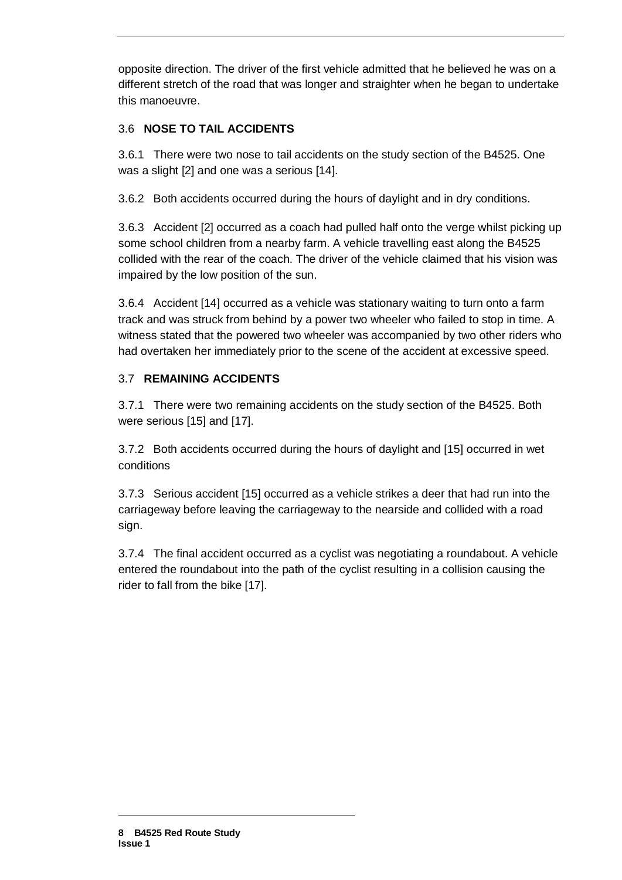opposite direction. The driver of the first vehicle admitted that he believed he was on a different stretch of the road that was longer and straighter when he began to undertake this manoeuvre.

### 3.6 NOSE TO TAIL ACCIDENTS

3.6.1 There were two nose to tail accidents on the study section of the B4525. One was a slight [2] and one was a serious [14].

3.6.2 Both accidents occurred during the hours of daylight and in dry conditions.

3.6.3 Accident [2] occurred as a coach had pulled half onto the verge whilst picking up some school children from a nearby farm. A vehicle travelling east along the B4525 collided with the rear of the coach. The driver of the vehicle claimed that his vision was impaired by the low position of the sun.

3.6.4 Accident [14] occurred as a vehicle was stationary waiting to turn onto a farm track and was struck from behind by a power two wheeler who failed to stop in time. A witness stated that the powered two wheeler was accompanied by two other riders who had overtaken her immediately prior to the scene of the accident at excessive speed.

### 3.7 REMAINING ACCIDENTS

3.7.1 There were two remaining accidents on the study section of the B4525. Both were serious [15] and [17].

3.7.2 Both accidents occurred during the hours of daylight and [15] occurred in wet conditions

3.7.3 Serious accident [15] occurred as a vehicle strikes a deer that had run into the carriageway before leaving the carriageway to the nearside and collided with a road sign.

3.7.4 The final accident occurred as a cyclist was negotiating a roundabout. A vehicle entered the roundabout into the path of the cyclist resulting in a collision causing the rider to fall from the bike [17].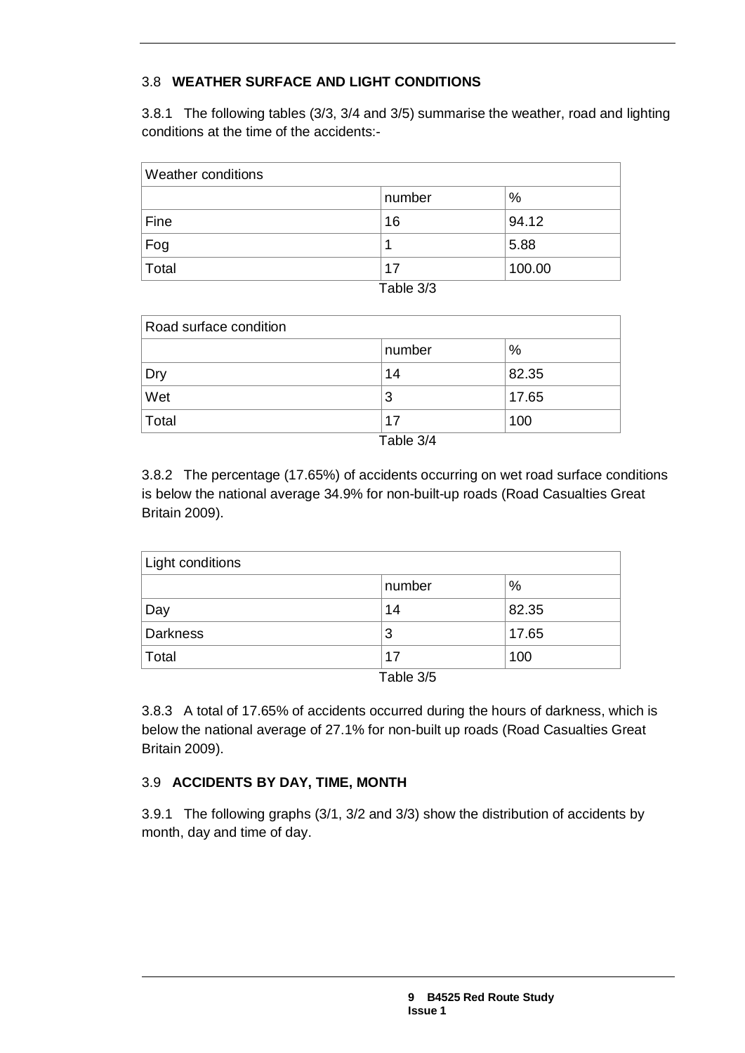### 3.8 **WEATHER SURFACE AND LIGHT CONDITIONS**

3.8.1 The following tables (3/3, 3/4 and 3/5) summarise the weather, road and lighting conditions at the time of the accidents:-

| Weather conditions | | |
|---|---|---|
| | number | % |
| Fine | 16 | 94.12 |
| Fog | 1 | 5.88 |
| Total | 17 | 100.00 |

Table 3/3

| Road surface condition | | |
|---|---|---|
| | number | % |
| Dry | 14 | 82.35 |
| Wet | 3 | 17.65 |
| Total | 17 | 100 |

Table 3/4

3.8.2 The percentage (17.65%) of accidents occurring on wet road surface conditions is below the national average 34.9% for non-built-up roads (Road Casualties Great Britain 2009).

| Light conditions | | |
|---|---|---|
| | number | % |
| Day | 14 | 82.35 |
| Darkness | 3 | 17.65 |
| Total | 17 | 100 |

Table 3/5

3.8.3 A total of 17.65% of accidents occurred during the hours of darkness, which is below the national average of 27.1% for non-built up roads (Road Casualties Great Britain 2009).

### 3.9 **ACCIDENTS BY DAY, TIME, MONTH**

3.9.1 The following graphs (3/1, 3/2 and 3/3) show the distribution of accidents by month, day and time of day.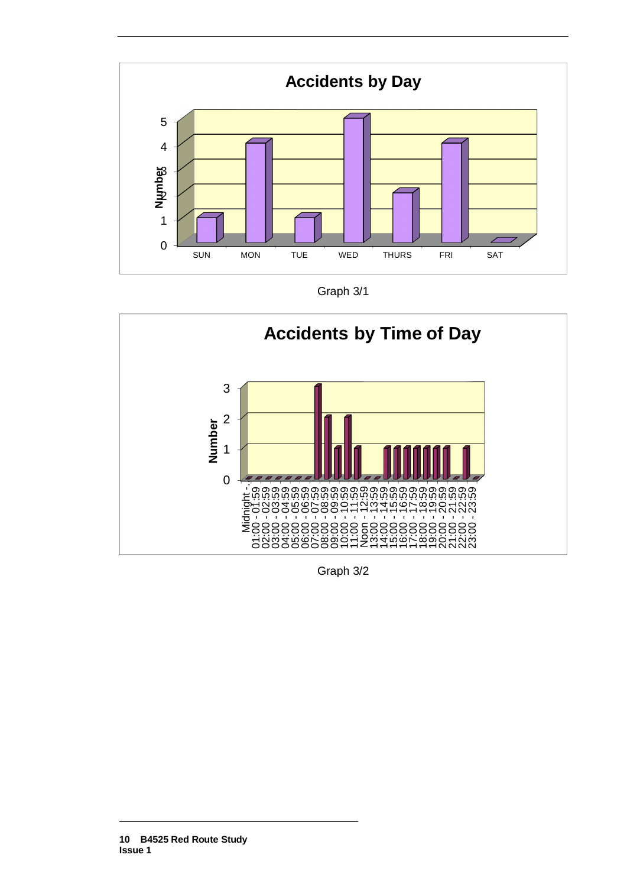**Accidents by Day**

| Day | Number |
| --- | --- |
| SUN | 1 |
| MON | 4 |
| TUE | 1 |
| WED | 5 |
| THURS | 2 |
| FRI | 4 |
| SAT | 0 |

Graph 3/1

**Accidents by Time of Day**

| Time | Number |
| --- | --- |
| Midnight - 00:59 | 0 |
| 01:00 - 01:59 | 0 |
| 02:00 - 02:59 | 0 |
| 03:00 - 03:59 | 0 |
| 04:00 - 04:59 | 0 |
| 05:00 - 05:59 | 0 |
| 06:00 - 06:59 | 0 |
| 07:00 - 07:59 | 3 |
| 08:00 - 08:59 | 2 |
| 09:00 - 09:59 | 1 |
| 10:00 - 10:59 | 2 |
| 11:00 - 11:59 | 1 |
| Noon - 12:59 | 0 |
| 13:00 - 13:59 | 0 |
| 14:00 - 14:59 | 1 |
| 15:00 - 15:59 | 1 |
| 16:00 - 16:59 | 1 |
| 17:00 - 17:59 | 1 |
| 18:00 - 18:59 | 1 |
| 19:00 - 19:59 | 1 |
| 20:00 - 20:59 | 1 |
| 21:00 - 21:59 | 0 |
| 22:00 - 22:59 | 1 |
| 23:00 - 23:59 | 0 |

Graph 3/2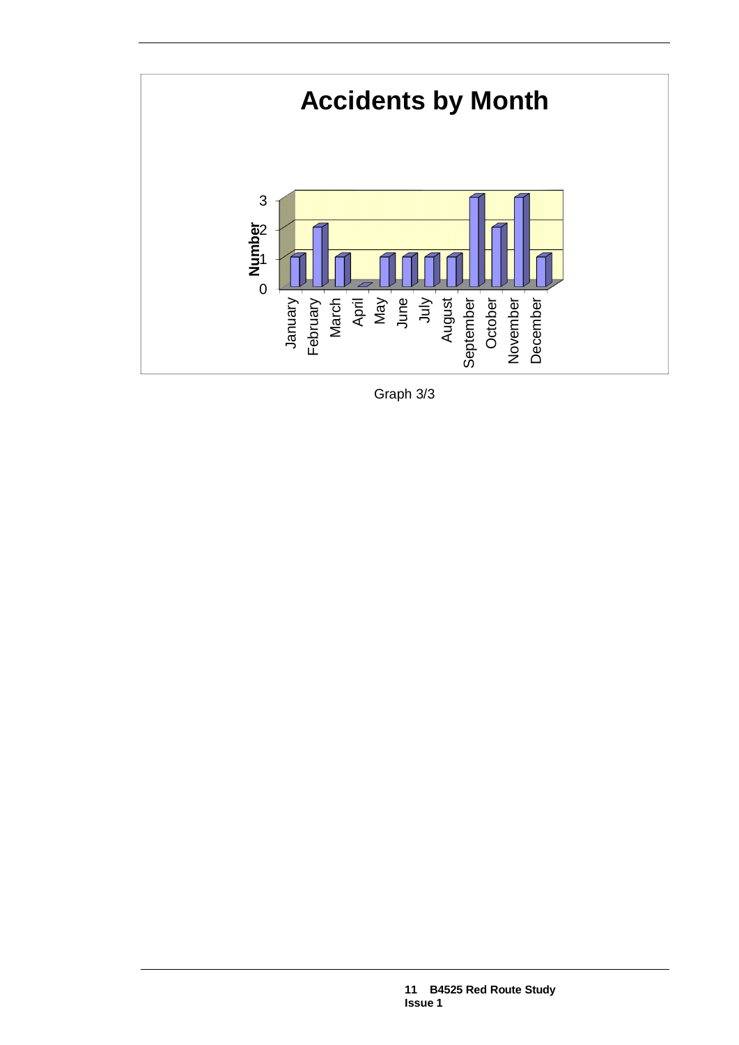## Accidents by Month

| Month | Number |
|---|---|
| January | 1 |
| February | 2 |
| March | 1 |
| April | 0 |
| May | 1 |
| June | 1 |
| July | 1 |
| August | 1 |
| September | 3 |
| October | 2 |
| November | 3 |
| December | 1 |

Graph 3/3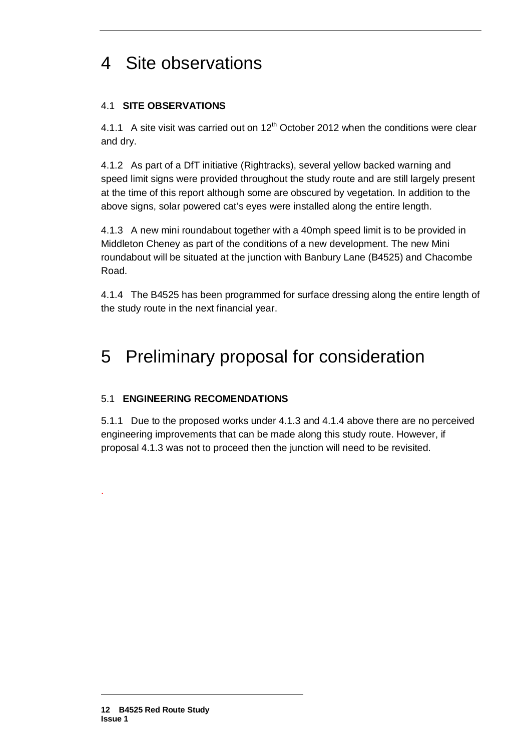# 4 Site observations

## 4.1 SITE OBSERVATIONS

4.1.1 A site visit was carried out on 12th October 2012 when the conditions were clear and dry.

4.1.2 As part of a DfT initiative (Rightracks), several yellow backed warning and speed limit signs were provided throughout the study route and are still largely present at the time of this report although some are obscured by vegetation. In addition to the above signs, solar powered cat's eyes were installed along the entire length.

4.1.3 A new mini roundabout together with a 40mph speed limit is to be provided in Middleton Cheney as part of the conditions of a new development. The new Mini roundabout will be situated at the junction with Banbury Lane (B4525) and Chacombe Road.

4.1.4 The B4525 has been programmed for surface dressing along the entire length of the study route in the next financial year.

# 5 Preliminary proposal for consideration

## 5.1 ENGINEERING RECOMENDATIONS

5.1.1 Due to the proposed works under 4.1.3 and 4.1.4 above there are no perceived engineering improvements that can be made along this study route. However, if proposal 4.1.3 was not to proceed then the junction will need to be revisited.

.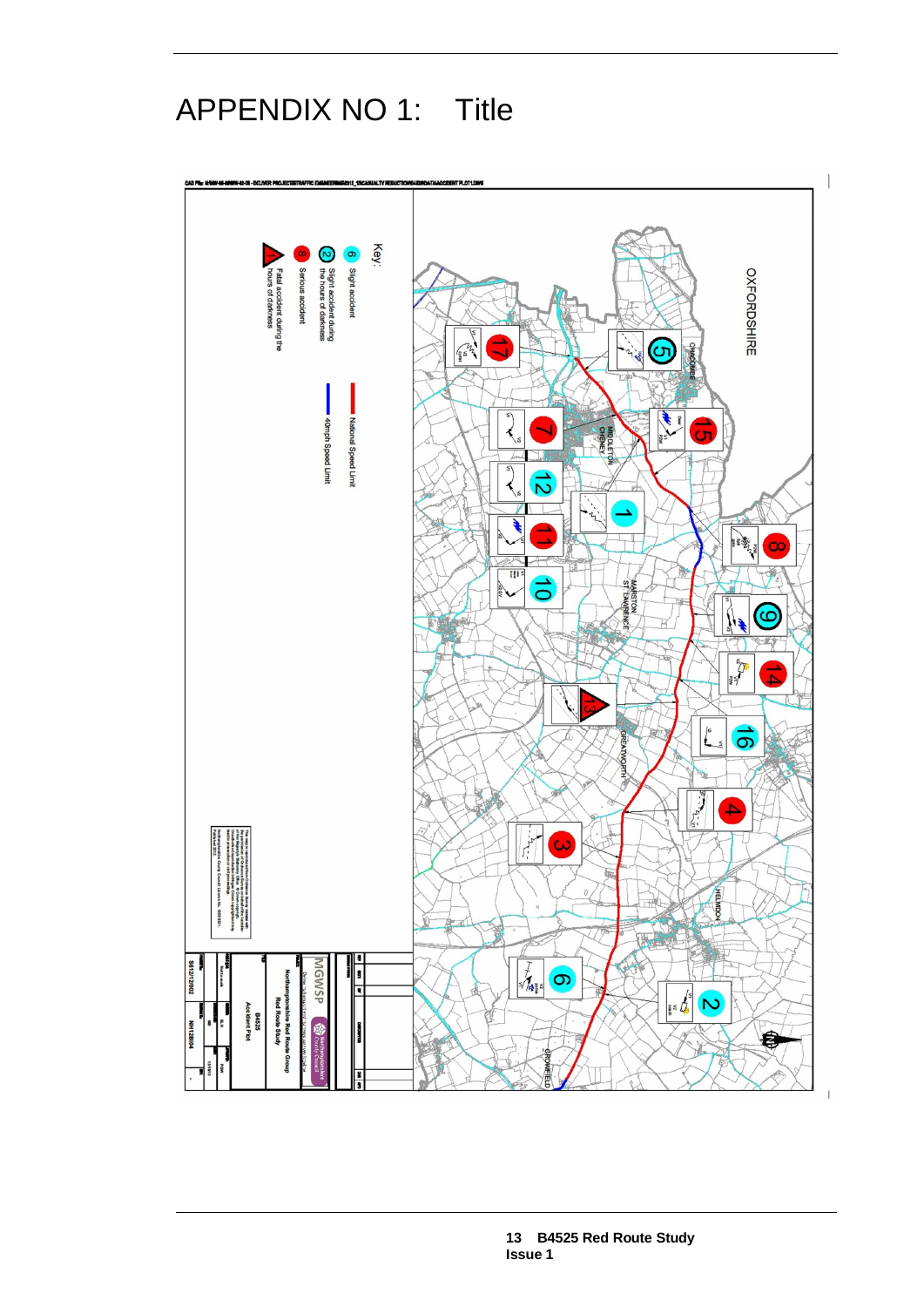# APPENDIX NO 1: Title

Key:

6 Slight accident

2 Slight accident during the hours of darkness

8 Serious accident

13 Fatal accident during the hours of darkness

National Speed Limit

40mph Speed Limit

OXFORDSHIRE

CHACOMBE

MIDDLETON CHENEY

MARSTON ST LAWRENCE

GREATWORTH

HELMDON

CROWFIELD

Northamptonshire Red Route Group

Red Route Study

B4525

Accident Plot

S612/12/002

NH128/04